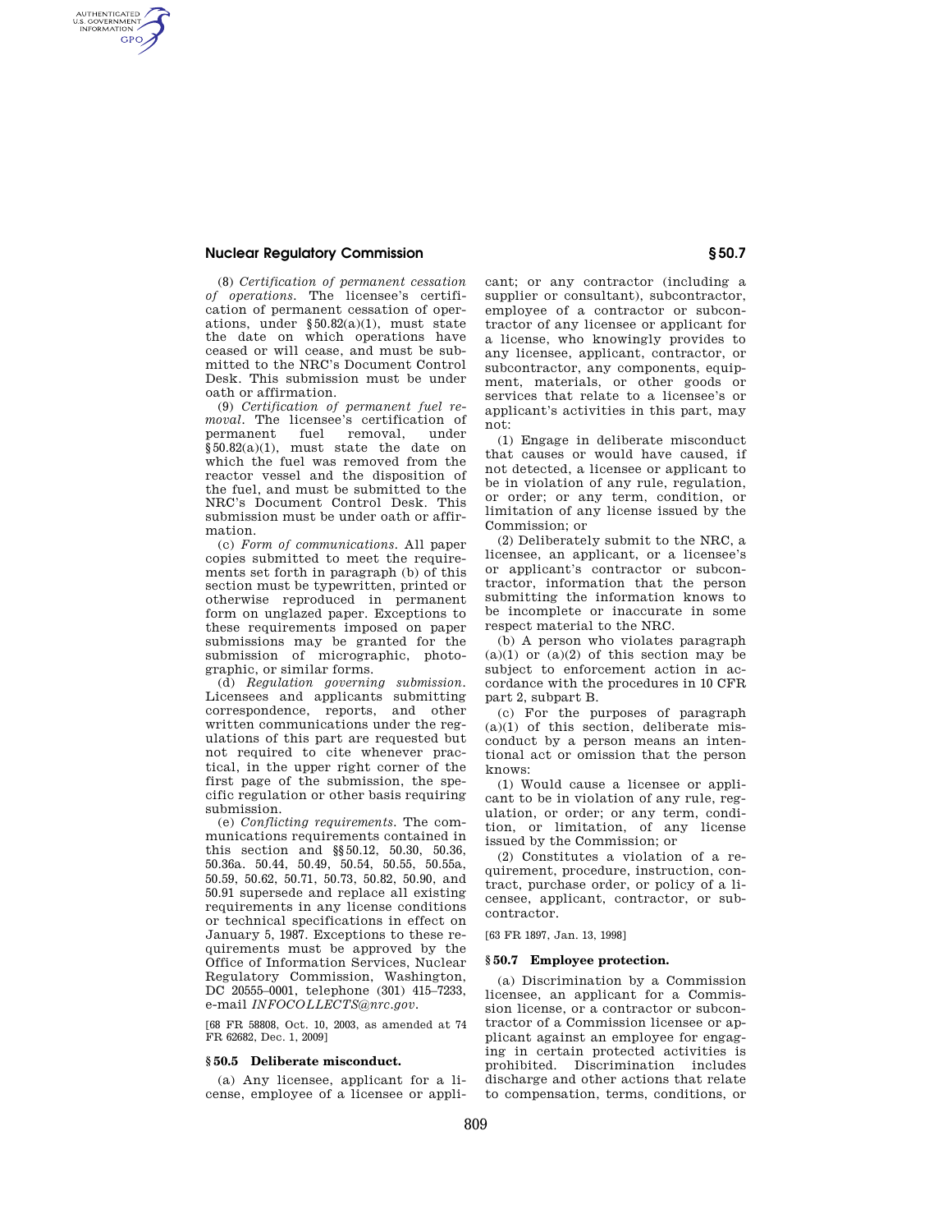(8) *Certification of permanent cessation of operations.* The licensee's certification of permanent cessation of operations, under §50.82(a)(1), must state the date on which operations have ceased or will cease, and must be submitted to the NRC's Document Control Desk. This submission must be under oath or affirmation.

(9) *Certification of permanent fuel removal.* The licensee's certification of permanent fuel removal, under §50.82(a)(1), must state the date on which the fuel was removed from the reactor vessel and the disposition of the fuel, and must be submitted to the NRC's Document Control Desk. This submission must be under oath or affirmation.

(c) *Form of communications.* All paper copies submitted to meet the requirements set forth in paragraph (b) of this section must be typewritten, printed or otherwise reproduced in permanent form on unglazed paper. Exceptions to these requirements imposed on paper submissions may be granted for the submission of micrographic, photographic, or similar forms.

(d) *Regulation governing submission.* Licensees and applicants submitting correspondence, reports, and other written communications under the regulations of this part are requested but not required to cite whenever practical, in the upper right corner of the first page of the submission, the specific regulation or other basis requiring submission.

(e) *Conflicting requirements.* The communications requirements contained in this section and §§50.12, 50.30, 50.36, 50.36a. 50.44, 50.49, 50.54, 50.55, 50.55a, 50.59, 50.62, 50.71, 50.73, 50.82, 50.90, and 50.91 supersede and replace all existing requirements in any license conditions or technical specifications in effect on January 5, 1987. Exceptions to these requirements must be approved by the Office of Information Services, Nuclear Regulatory Commission, Washington, DC 20555–0001, telephone (301) 415–7233, e-mail *INFOCOLLECTS@nrc.gov.*

[68 FR 58808, Oct. 10, 2003, as amended at 74 FR 62682, Dec. 1, 2009]

### § 50.5 Deliberate misconduct.

(a) Any licensee, applicant for a license, employee of a licensee or applicant; or any contractor (including a supplier or consultant), subcontractor, employee of a contractor or subcontractor of any licensee or applicant for a license, who knowingly provides to any licensee, applicant, contractor, or subcontractor, any components, equipment, materials, or other goods or services that relate to a licensee's or applicant's activities in this part, may not:

(1) Engage in deliberate misconduct that causes or would have caused, if not detected, a licensee or applicant to be in violation of any rule, regulation, or order; or any term, condition, or limitation of any license issued by the Commission; or

(2) Deliberately submit to the NRC, a licensee, an applicant, or a licensee's or applicant's contractor or subcontractor, information that the person submitting the information knows to be incomplete or inaccurate in some respect material to the NRC.

(b) A person who violates paragraph (a)(1) or (a)(2) of this section may be subject to enforcement action in accordance with the procedures in 10 CFR part 2, subpart B.

(c) For the purposes of paragraph (a)(1) of this section, deliberate misconduct by a person means an intentional act or omission that the person knows:

(1) Would cause a licensee or applicant to be in violation of any rule, regulation, or order; or any term, condition, or limitation, of any license issued by the Commission; or

(2) Constitutes a violation of a requirement, procedure, instruction, contract, purchase order, or policy of a licensee, applicant, contractor, or subcontractor.

[63 FR 1897, Jan. 13, 1998]

### § 50.7 Employee protection.

(a) Discrimination by a Commission licensee, an applicant for a Commission license, or a contractor or subcontractor of a Commission licensee or applicant against an employee for engaging in certain protected activities is prohibited. Discrimination includes discharge and other actions that relate to compensation, terms, conditions, or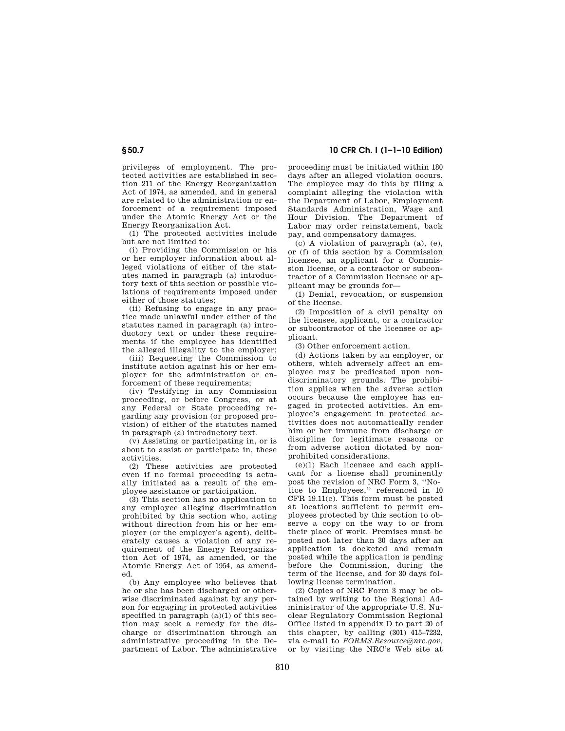privileges of employment. The protected activities are established in section 211 of the Energy Reorganization Act of 1974, as amended, and in general are related to the administration or enforcement of a requirement imposed under the Atomic Energy Act or the Energy Reorganization Act.

(1) The protected activities include but are not limited to:

(i) Providing the Commission or his or her employer information about alleged violations of either of the statutes named in paragraph (a) introductory text of this section or possible violations of requirements imposed under either of those statutes;

(ii) Refusing to engage in any practice made unlawful under either of the statutes named in paragraph (a) introductory text or under these requirements if the employee has identified the alleged illegality to the employer;

(iii) Requesting the Commission to institute action against his or her employer for the administration or enforcement of these requirements;

(iv) Testifying in any Commission proceeding, or before Congress, or at any Federal or State proceeding regarding any provision (or proposed provision) of either of the statutes named in paragraph (a) introductory text.

(v) Assisting or participating in, or is about to assist or participate in, these activities.

(2) These activities are protected even if no formal proceeding is actually initiated as a result of the employee assistance or participation.

(3) This section has no application to any employee alleging discrimination prohibited by this section who, acting without direction from his or her employer (or the employer's agent), deliberately causes a violation of any requirement of the Energy Reorganization Act of 1974, as amended, or the Atomic Energy Act of 1954, as amended.

(b) Any employee who believes that he or she has been discharged or otherwise discriminated against by any person for engaging in protected activities specified in paragraph (a)(1) of this section may seek a remedy for the discharge or discrimination through an administrative proceeding in the Department of Labor. The administrative proceeding must be initiated within 180 days after an alleged violation occurs. The employee may do this by filing a complaint alleging the violation with the Department of Labor, Employment Standards Administration, Wage and Hour Division. The Department of Labor may order reinstatement, back pay, and compensatory damages.

(c) A violation of paragraph (a), (e), or (f) of this section by a Commission licensee, an applicant for a Commission license, or a contractor or subcontractor of a Commission licensee or applicant may be grounds for—

(1) Denial, revocation, or suspension of the license.

(2) Imposition of a civil penalty on the licensee, applicant, or a contractor or subcontractor of the licensee or applicant.

(3) Other enforcement action.

(d) Actions taken by an employer, or others, which adversely affect an employee may be predicated upon nondiscriminatory grounds. The prohibition applies when the adverse action occurs because the employee has engaged in protected activities. An employee's engagement in protected activities does not automatically render him or her immune from discharge or discipline for legitimate reasons or from adverse action dictated by nonprohibited considerations.

(e)(1) Each licensee and each applicant for a license shall prominently post the revision of NRC Form 3, ''Notice to Employees,'' referenced in 10 CFR 19.11(c). This form must be posted at locations sufficient to permit employees protected by this section to observe a copy on the way to or from their place of work. Premises must be posted not later than 30 days after an application is docketed and remain posted while the application is pending before the Commission, during the term of the license, and for 30 days following license termination.

(2) Copies of NRC Form 3 may be obtained by writing to the Regional Administrator of the appropriate U.S. Nuclear Regulatory Commission Regional Office listed in appendix D to part 20 of this chapter, by calling (301) 415–7232, via e-mail to *FORMS.Resource@nrc.gov*, or by visiting the NRC's Web site at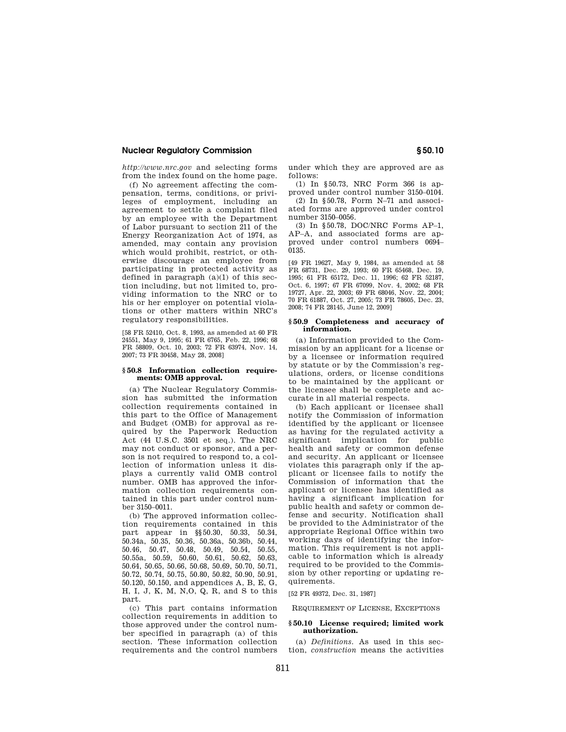*http://www.nrc.gov* and selecting forms from the index found on the home page.

(f) No agreement affecting the compensation, terms, conditions, or privileges of employment, including an agreement to settle a complaint filed by an employee with the Department of Labor pursuant to section 211 of the Energy Reorganization Act of 1974, as amended, may contain any provision which would prohibit, restrict, or otherwise discourage an employee from participating in protected activity as defined in paragraph (a)(1) of this section including, but not limited to, providing information to the NRC or to his or her employer on potential violations or other matters within NRC's regulatory responsibilities.

[58 FR 52410, Oct. 8, 1993, as amended at 60 FR 24551, May 9, 1995; 61 FR 6765, Feb. 22, 1996; 68 FR 58809, Oct. 10, 2003; 72 FR 63974, Nov. 14, 2007; 73 FR 30458, May 28, 2008]

### § 50.8 Information collection requirements: OMB approval.

(a) The Nuclear Regulatory Commission has submitted the information collection requirements contained in this part to the Office of Management and Budget (OMB) for approval as required by the Paperwork Reduction Act (44 U.S.C. 3501 et seq.). The NRC may not conduct or sponsor, and a person is not required to respond to, a collection of information unless it displays a currently valid OMB control number. OMB has approved the information collection requirements contained in this part under control number 3150–0011.

(b) The approved information collection requirements contained in this part appear in §§ 50.30, 50.33, 50.34, 50.34a, 50.35, 50.36, 50.36a, 50.36b, 50.44, 50.46, 50.47, 50.48, 50.49, 50.54, 50.55, 50.55a, 50.59, 50.60, 50.61, 50.62, 50.63, 50.64, 50.65, 50.66, 50.68, 50.69, 50.70, 50.71, 50.72, 50.74, 50.75, 50.80, 50.82, 50.90, 50.91, 50.120, 50.150, and appendices A, B, E, G, H, I, J, K, M, N,O, Q, R, and S to this part.

(c) This part contains information collection requirements in addition to those approved under the control number specified in paragraph (a) of this section. These information collection requirements and the control numbers under which they are approved are as follows:

(1) In § 50.73, NRC Form 366 is approved under control number 3150–0104.

(2) In § 50.78, Form N–71 and associated forms are approved under control number 3150–0056.

(3) In § 50.78, DOC/NRC Forms AP–1, AP–A, and associated forms are approved under control numbers 0694–0135.

[49 FR 19627, May 9, 1984, as amended at 58 FR 68731, Dec. 29, 1993; 60 FR 65468, Dec. 19, 1995; 61 FR 65172, Dec. 11, 1996; 62 FR 52187, Oct. 6, 1997; 67 FR 67099, Nov. 4, 2002; 68 FR 19727, Apr. 22, 2003; 69 FR 68046, Nov. 22, 2004; 70 FR 61887, Oct. 27, 2005; 73 FR 78605, Dec. 23, 2008; 74 FR 28145, June 12, 2009]

### § 50.9 Completeness and accuracy of information.

(a) Information provided to the Commission by an applicant for a license or by a licensee or information required by statute or by the Commission's regulations, orders, or license conditions to be maintained by the applicant or the licensee shall be complete and accurate in all material respects.

(b) Each applicant or licensee shall notify the Commission of information identified by the applicant or licensee as having for the regulated activity a significant implication for public health and safety or common defense and security. An applicant or licensee violates this paragraph only if the applicant or licensee fails to notify the Commission of information that the applicant or licensee has identified as having a significant implication for public health and safety or common defense and security. Notification shall be provided to the Administrator of the appropriate Regional Office within two working days of identifying the information. This requirement is not applicable to information which is already required to be provided to the Commission by other reporting or updating requirements.

[52 FR 49372, Dec. 31, 1987]

## REQUIREMENT OF LICENSE, EXCEPTIONS

### § 50.10 License required; limited work authorization.

(a) *Definitions.* As used in this section, *construction* means the activities